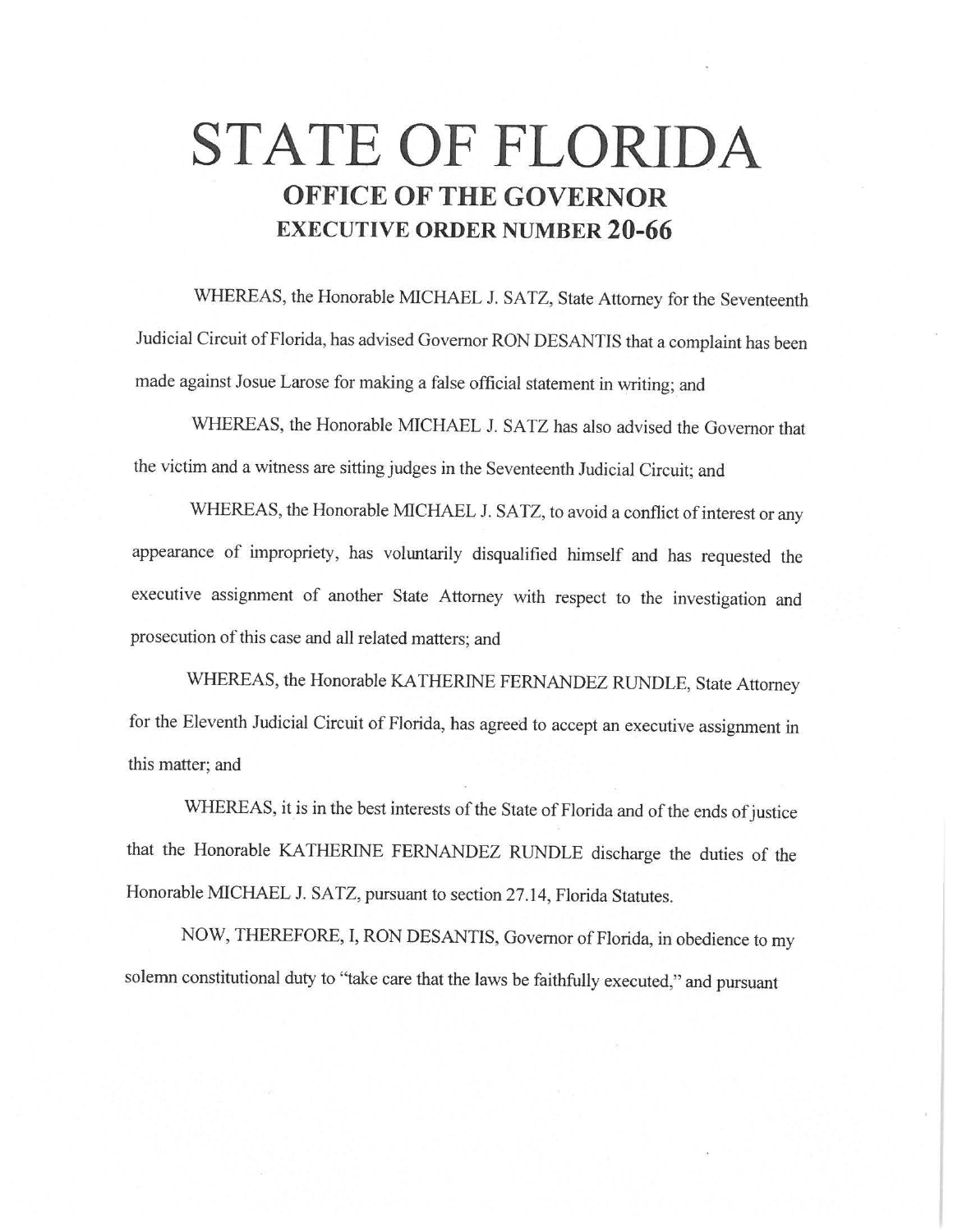# STATE OF FLORIDA

## OFFICE OF THE GOVERNOR

## EXECUTIVE ORDER NUMBER 20-66

WHEREAS, the Honorable MICHAEL J. SATZ, State Attorney for the Seventeenth Judicial Circuit of Florida, has advised Governor RON DESANTIS that a complaint has been made against Josue Larose for making a false official statement in writing; and

WHEREAS, the Honorable MICHAEL J. SATZ has also advised the Governor that the victim and a witness are sitting judges in the Seventeenth Judicial Circuit; and

WHEREAS, the Honorable MICHAEL J. SATZ, to avoid a conflict of interest or any appearance of impropriety, has voluntarily disqualified himself and has requested the executive assignment of another State Attorney with respect to the investigation and prosecution of this case and all related matters; and

WHEREAS, the Honorable KATHERINE FERNANDEZ RUNDLE, State Attorney for the Eleventh Judicial Circuit of Florida, has agreed to accept an executive assignment in this matter; and

WHEREAS, it is in the best interests of the State of Florida and of the ends of justice that the Honorable KATHERINE FERNANDEZ RUNDLE discharge the duties of the Honorable MICHAEL J. SATZ, pursuant to section 27.14, Florida Statutes.

NOW, THEREFORE, I, RON DESANTIS, Governor of Florida, in obedience to my solemn constitutional duty to "take care that the laws be faithfully executed," and pursuant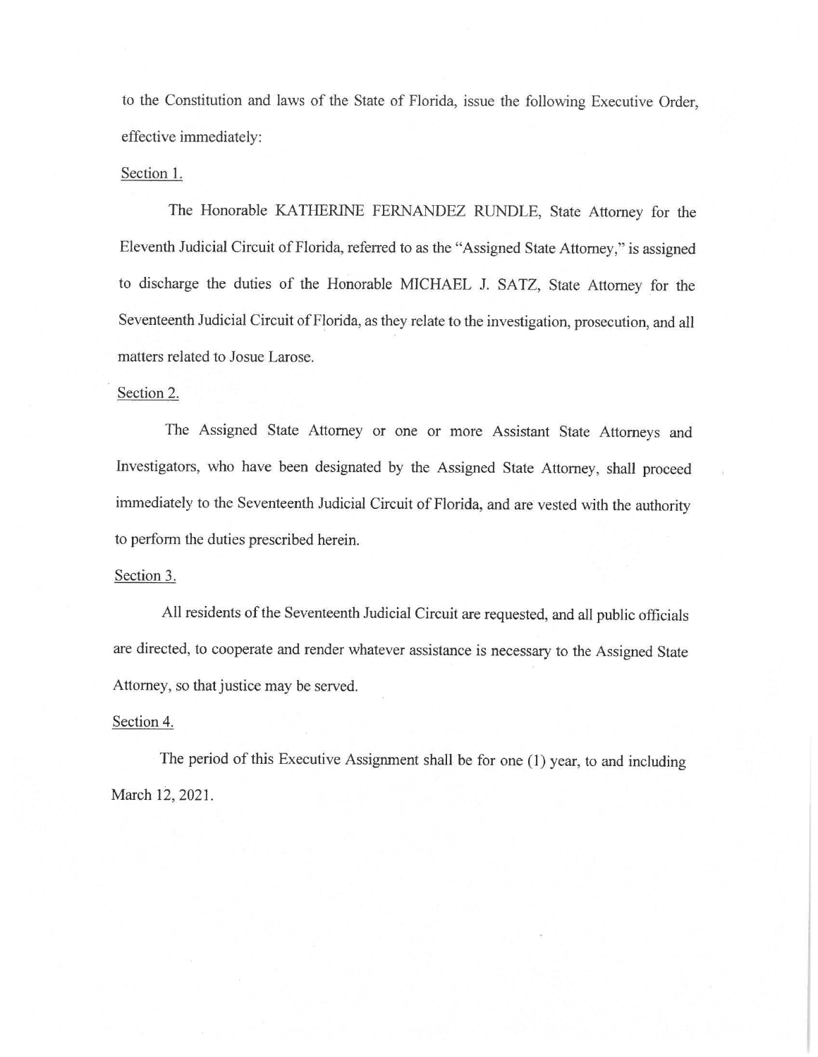to the Constitution and laws of the State of Florida, issue the following Executive Order, effective immediately:

Section 1.

The Honorable KATHERINE FERNANDEZ RUNDLE, State Attorney for the Eleventh Judicial Circuit of Florida, referred to as the "Assigned State Attorney," is assigned to discharge the duties of the Honorable MICHAEL J. SATZ, State Attorney for the Seventeenth Judicial Circuit of Florida, as they relate to the investigation, prosecution, and all matters related to Josue Larose.

Section 2.

The Assigned State Attorney or one or more Assistant State Attorneys and Investigators, who have been designated by the Assigned State Attorney, shall proceed immediately to the Seventeenth Judicial Circuit of Florida, and are vested with the authority to perform the duties prescribed herein.

Section 3.

All residents of the Seventeenth Judicial Circuit are requested, and all public officials are directed, to cooperate and render whatever assistance is necessary to the Assigned State Attorney, so that justice may be served.

Section 4.

The period of this Executive Assignment shall be for one (1) year, to and including March 12, 2021.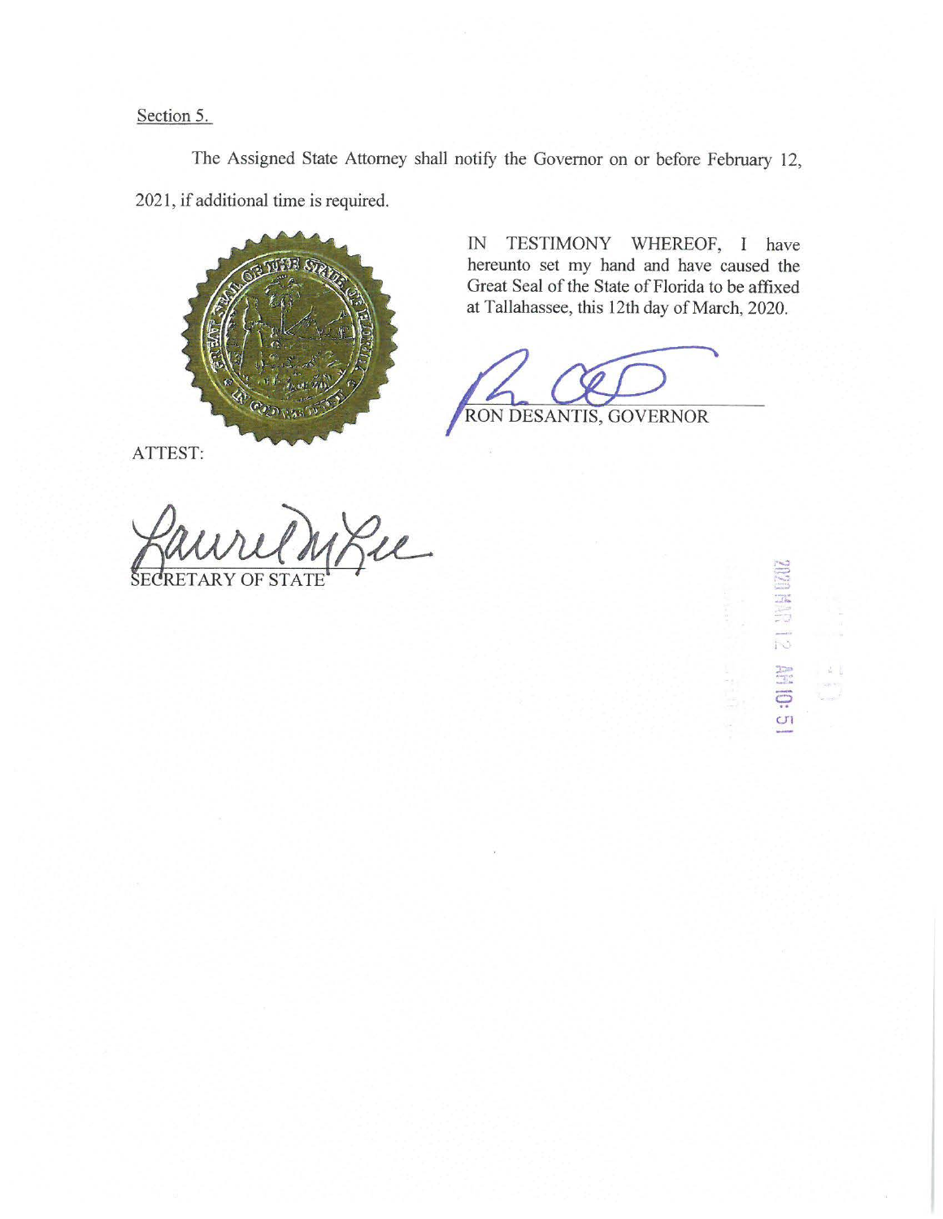Section 5.

The Assigned State Attorney shall notify the Governor on or before February 12, 2021, if additional time is required.

IN TESTIMONY WHEREOF, I have hereunto set my hand and have caused the Great Seal of the State of Florida to be affixed at Tallahassee, this 12th day of March, 2020.

RON DESANTIS, GOVERNOR

ATTEST:

SECRETARY OF STATE

2020 MAR 12 AM 10: 51